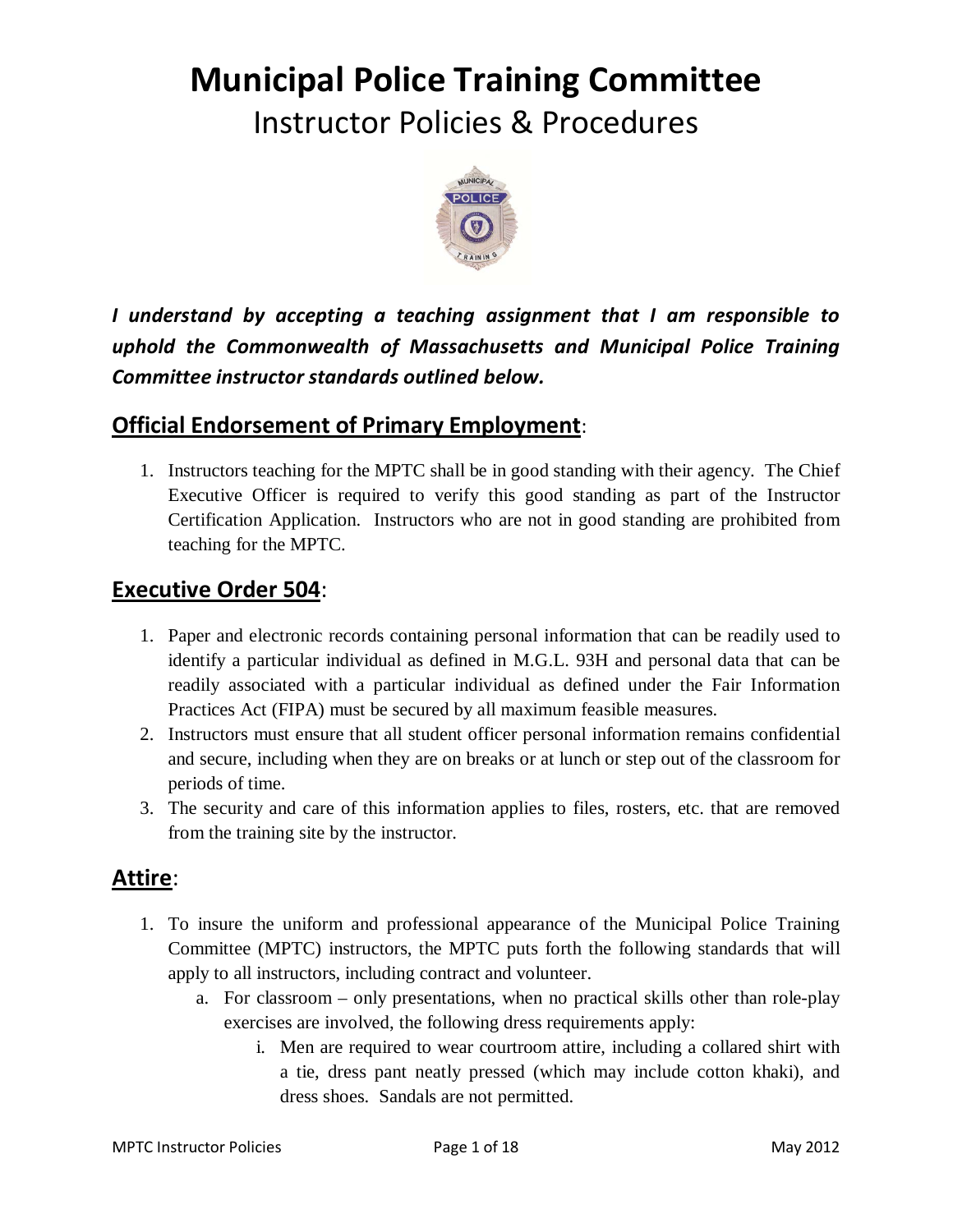# Municipal Police Training Committee

## Instructor Policies & Procedures

***I understand by accepting a teaching assignment that I am responsible to uphold the Commonwealth of Massachusetts and Municipal Police Training Committee instructor standards outlined below.***

## **Official Endorsement of Primary Employment**:

1. Instructors teaching for the MPTC shall be in good standing with their agency. The Chief Executive Officer is required to verify this good standing as part of the Instructor Certification Application. Instructors who are not in good standing are prohibited from teaching for the MPTC.

## **Executive Order 504**:

1. Paper and electronic records containing personal information that can be readily used to identify a particular individual as defined in M.G.L. 93H and personal data that can be readily associated with a particular individual as defined under the Fair Information Practices Act (FIPA) must be secured by all maximum feasible measures.
2. Instructors must ensure that all student officer personal information remains confidential and secure, including when they are on breaks or at lunch or step out of the classroom for periods of time.
3. The security and care of this information applies to files, rosters, etc. that are removed from the training site by the instructor.

## **Attire**:

1. To insure the uniform and professional appearance of the Municipal Police Training Committee (MPTC) instructors, the MPTC puts forth the following standards that will apply to all instructors, including contract and volunteer.
   a. For classroom – only presentations, when no practical skills other than role-play exercises are involved, the following dress requirements apply:
      i. Men are required to wear courtroom attire, including a collared shirt with a tie, dress pant neatly pressed (which may include cotton khaki), and dress shoes. Sandals are not permitted.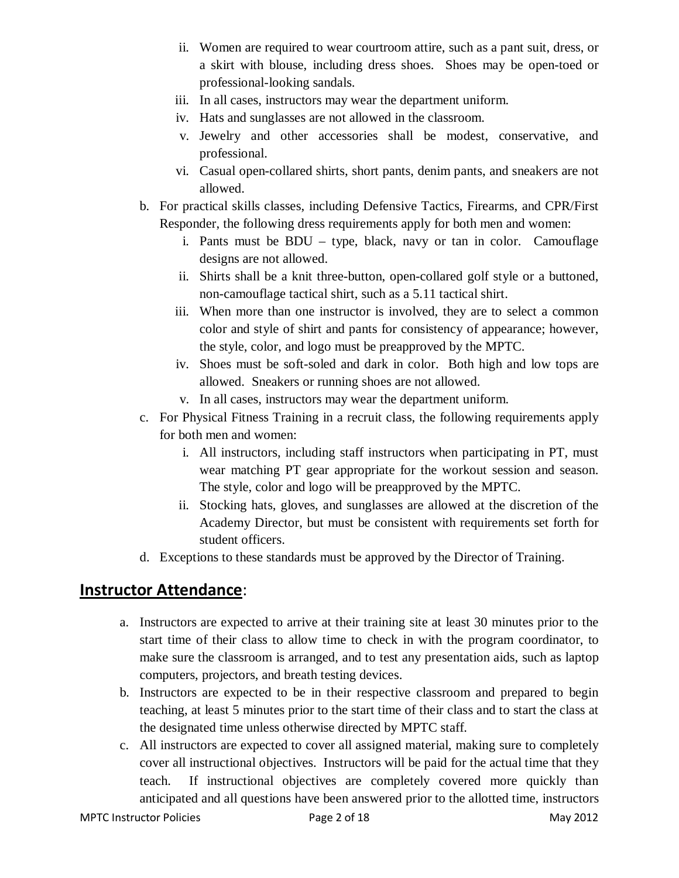ii. Women are required to wear courtroom attire, such as a pant suit, dress, or a skirt with blouse, including dress shoes. Shoes may be open-toed or professional-looking sandals.
   iii. In all cases, instructors may wear the department uniform.
   iv. Hats and sunglasses are not allowed in the classroom.
   v. Jewelry and other accessories shall be modest, conservative, and professional.
   vi. Casual open-collared shirts, short pants, denim pants, and sneakers are not allowed.

b. For practical skills classes, including Defensive Tactics, Firearms, and CPR/First Responder, the following dress requirements apply for both men and women:
   i. Pants must be BDU – type, black, navy or tan in color. Camouflage designs are not allowed.
   ii. Shirts shall be a knit three-button, open-collared golf style or a buttoned, non-camouflage tactical shirt, such as a 5.11 tactical shirt.
   iii. When more than one instructor is involved, they are to select a common color and style of shirt and pants for consistency of appearance; however, the style, color, and logo must be preapproved by the MPTC.
   iv. Shoes must be soft-soled and dark in color. Both high and low tops are allowed. Sneakers or running shoes are not allowed.
   v. In all cases, instructors may wear the department uniform.

c. For Physical Fitness Training in a recruit class, the following requirements apply for both men and women:
   i. All instructors, including staff instructors when participating in PT, must wear matching PT gear appropriate for the workout session and season. The style, color and logo will be preapproved by the MPTC.
   ii. Stocking hats, gloves, and sunglasses are allowed at the discretion of the Academy Director, but must be consistent with requirements set forth for student officers.

d. Exceptions to these standards must be approved by the Director of Training.

## **Instructor Attendance**:

a. Instructors are expected to arrive at their training site at least 30 minutes prior to the start time of their class to allow time to check in with the program coordinator, to make sure the classroom is arranged, and to test any presentation aids, such as laptop computers, projectors, and breath testing devices.

b. Instructors are expected to be in their respective classroom and prepared to begin teaching, at least 5 minutes prior to the start time of their class and to start the class at the designated time unless otherwise directed by MPTC staff.

c. All instructors are expected to cover all assigned material, making sure to completely cover all instructional objectives. Instructors will be paid for the actual time that they teach. If instructional objectives are completely covered more quickly than anticipated and all questions have been answered prior to the allotted time, instructors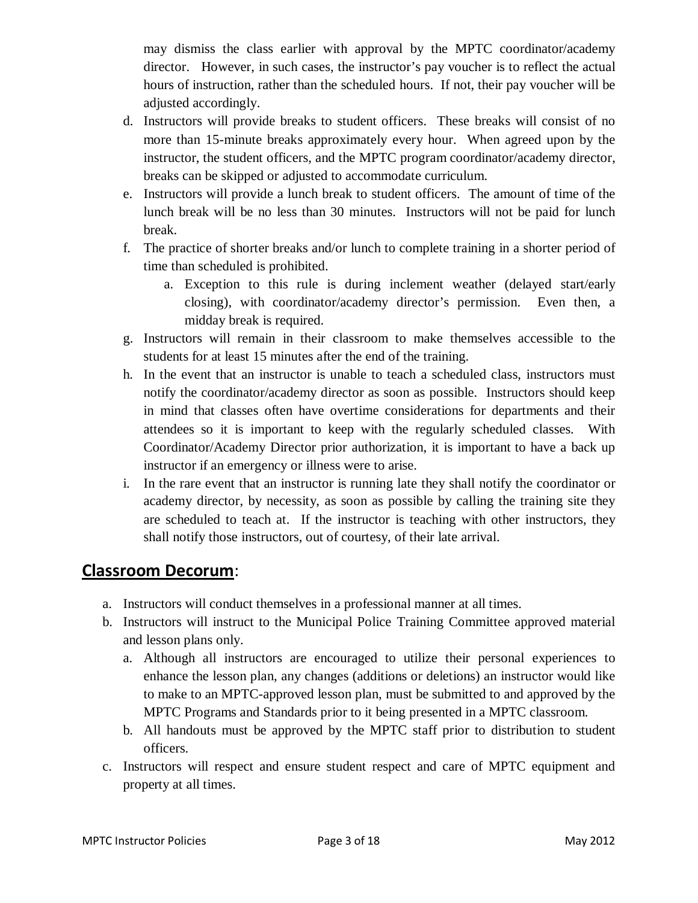may dismiss the class earlier with approval by the MPTC coordinator/academy director. However, in such cases, the instructor's pay voucher is to reflect the actual hours of instruction, rather than the scheduled hours. If not, their pay voucher will be adjusted accordingly.

d. Instructors will provide breaks to student officers. These breaks will consist of no more than 15-minute breaks approximately every hour. When agreed upon by the instructor, the student officers, and the MPTC program coordinator/academy director, breaks can be skipped or adjusted to accommodate curriculum.
e. Instructors will provide a lunch break to student officers. The amount of time of the lunch break will be no less than 30 minutes. Instructors will not be paid for lunch break.
f. The practice of shorter breaks and/or lunch to complete training in a shorter period of time than scheduled is prohibited.
    a. Exception to this rule is during inclement weather (delayed start/early closing), with coordinator/academy director's permission. Even then, a midday break is required.
g. Instructors will remain in their classroom to make themselves accessible to the students for at least 15 minutes after the end of the training.
h. In the event that an instructor is unable to teach a scheduled class, instructors must notify the coordinator/academy director as soon as possible. Instructors should keep in mind that classes often have overtime considerations for departments and their attendees so it is important to keep with the regularly scheduled classes. With Coordinator/Academy Director prior authorization, it is important to have a back up instructor if an emergency or illness were to arise.
i. In the rare event that an instructor is running late they shall notify the coordinator or academy director, by necessity, as soon as possible by calling the training site they are scheduled to teach at. If the instructor is teaching with other instructors, they shall notify those instructors, out of courtesy, of their late arrival.

## **Classroom Decorum**:

a. Instructors will conduct themselves in a professional manner at all times.
b. Instructors will instruct to the Municipal Police Training Committee approved material and lesson plans only.
    a. Although all instructors are encouraged to utilize their personal experiences to enhance the lesson plan, any changes (additions or deletions) an instructor would like to make to an MPTC-approved lesson plan, must be submitted to and approved by the MPTC Programs and Standards prior to it being presented in a MPTC classroom.
    b. All handouts must be approved by the MPTC staff prior to distribution to student officers.
c. Instructors will respect and ensure student respect and care of MPTC equipment and property at all times.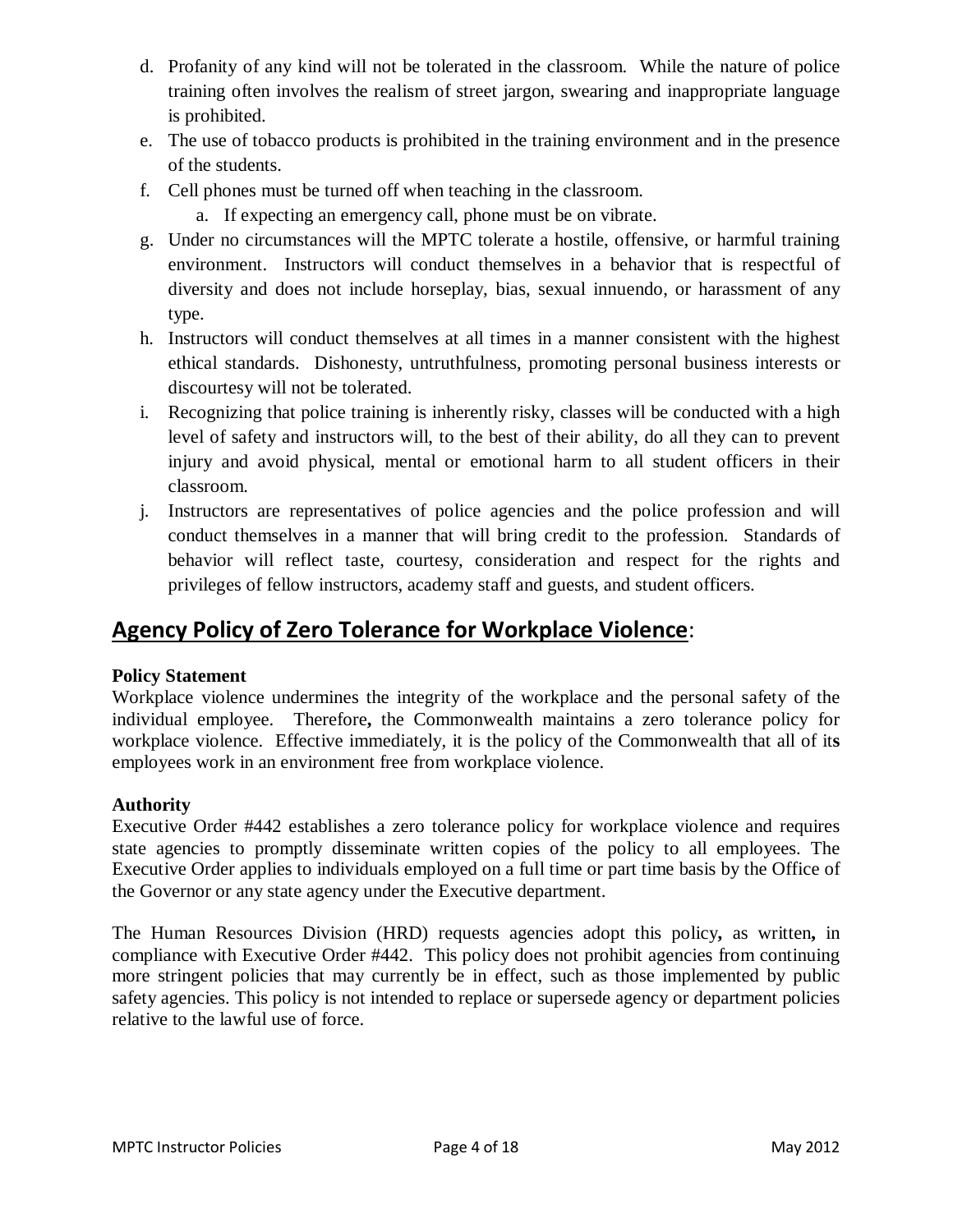d. Profanity of any kind will not be tolerated in the classroom. While the nature of police training often involves the realism of street jargon, swearing and inappropriate language is prohibited.

e. The use of tobacco products is prohibited in the training environment and in the presence of the students.

f. Cell phones must be turned off when teaching in the classroom.

   a. If expecting an emergency call, phone must be on vibrate.

g. Under no circumstances will the MPTC tolerate a hostile, offensive, or harmful training environment. Instructors will conduct themselves in a behavior that is respectful of diversity and does not include horseplay, bias, sexual innuendo, or harassment of any type.

h. Instructors will conduct themselves at all times in a manner consistent with the highest ethical standards. Dishonesty, untruthfulness, promoting personal business interests or discourtesy will not be tolerated.

i. Recognizing that police training is inherently risky, classes will be conducted with a high level of safety and instructors will, to the best of their ability, do all they can to prevent injury and avoid physical, mental or emotional harm to all student officers in their classroom.

j. Instructors are representatives of police agencies and the police profession and will conduct themselves in a manner that will bring credit to the profession. Standards of behavior will reflect taste, courtesy, consideration and respect for the rights and privileges of fellow instructors, academy staff and guests, and student officers.

## Agency Policy of Zero Tolerance for Workplace Violence:

**Policy Statement**

Workplace violence undermines the integrity of the workplace and the personal safety of the individual employee. Therefore**,** the Commonwealth maintains a zero tolerance policy for workplace violence. Effective immediately, it is the policy of the Commonwealth that all of it**s** employees work in an environment free from workplace violence.

**Authority**

Executive Order #442 establishes a zero tolerance policy for workplace violence and requires state agencies to promptly disseminate written copies of the policy to all employees. The Executive Order applies to individuals employed on a full time or part time basis by the Office of the Governor or any state agency under the Executive department.

The Human Resources Division (HRD) requests agencies adopt this policy**,** as written**,** in compliance with Executive Order #442. This policy does not prohibit agencies from continuing more stringent policies that may currently be in effect, such as those implemented by public safety agencies. This policy is not intended to replace or supersede agency or department policies relative to the lawful use of force.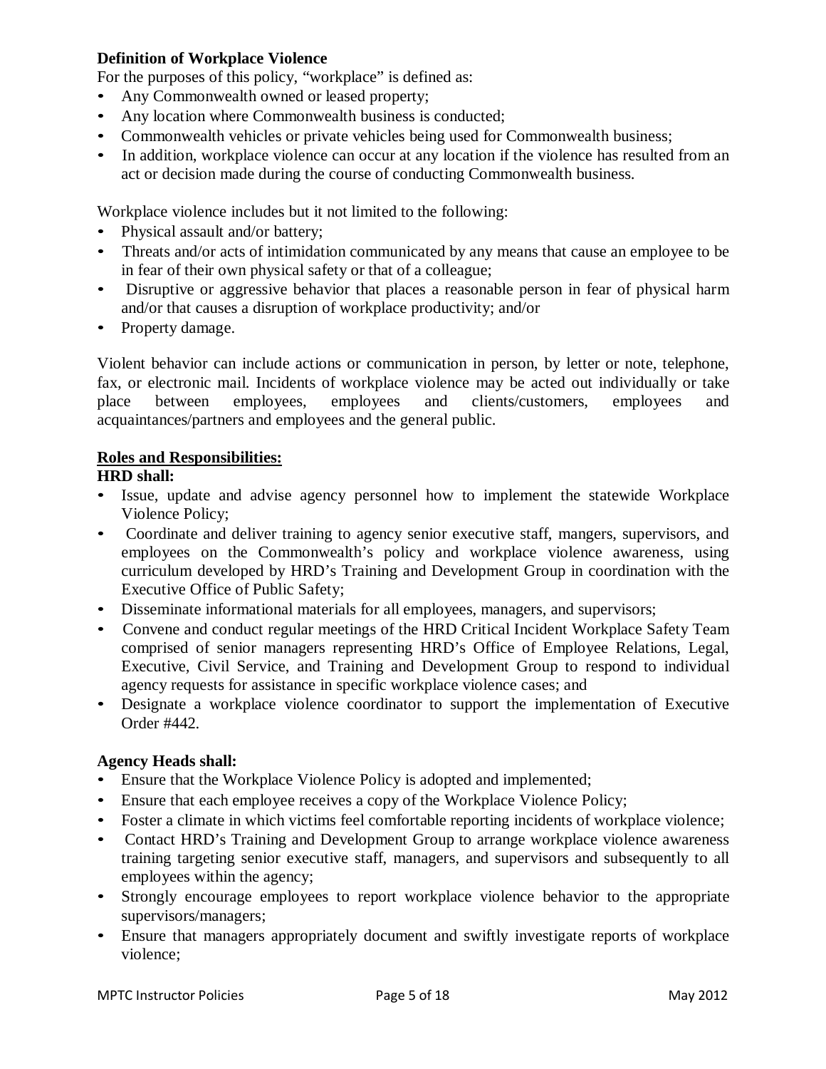**Definition of Workplace Violence**

For the purposes of this policy, "workplace" is defined as:

- Any Commonwealth owned or leased property;
- Any location where Commonwealth business is conducted;
- Commonwealth vehicles or private vehicles being used for Commonwealth business;
- In addition, workplace violence can occur at any location if the violence has resulted from an act or decision made during the course of conducting Commonwealth business.

Workplace violence includes but it not limited to the following:

- Physical assault and/or battery;
- Threats and/or acts of intimidation communicated by any means that cause an employee to be in fear of their own physical safety or that of a colleague;
- Disruptive or aggressive behavior that places a reasonable person in fear of physical harm and/or that causes a disruption of workplace productivity; and/or
- Property damage.

Violent behavior can include actions or communication in person, by letter or note, telephone, fax, or electronic mail. Incidents of workplace violence may be acted out individually or take place between employees, employees and clients/customers, employees and acquaintances/partners and employees and the general public.

**Roles and Responsibilities:**

**HRD shall:**

- Issue, update and advise agency personnel how to implement the statewide Workplace Violence Policy;
- Coordinate and deliver training to agency senior executive staff, mangers, supervisors, and employees on the Commonwealth's policy and workplace violence awareness, using curriculum developed by HRD's Training and Development Group in coordination with the Executive Office of Public Safety;
- Disseminate informational materials for all employees, managers, and supervisors;
- Convene and conduct regular meetings of the HRD Critical Incident Workplace Safety Team comprised of senior managers representing HRD's Office of Employee Relations, Legal, Executive, Civil Service, and Training and Development Group to respond to individual agency requests for assistance in specific workplace violence cases; and
- Designate a workplace violence coordinator to support the implementation of Executive Order #442.

**Agency Heads shall:**

- Ensure that the Workplace Violence Policy is adopted and implemented;
- Ensure that each employee receives a copy of the Workplace Violence Policy;
- Foster a climate in which victims feel comfortable reporting incidents of workplace violence;
- Contact HRD's Training and Development Group to arrange workplace violence awareness training targeting senior executive staff, managers, and supervisors and subsequently to all employees within the agency;
- Strongly encourage employees to report workplace violence behavior to the appropriate supervisors/managers;
- Ensure that managers appropriately document and swiftly investigate reports of workplace violence;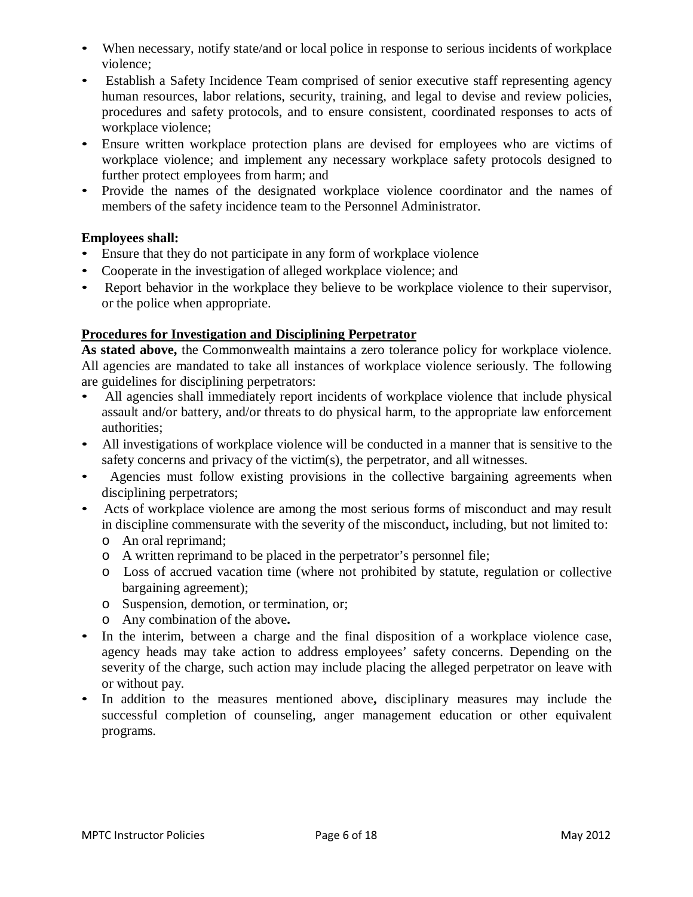- When necessary, notify state/and or local police in response to serious incidents of workplace violence;
- Establish a Safety Incidence Team comprised of senior executive staff representing agency human resources, labor relations, security, training, and legal to devise and review policies, procedures and safety protocols, and to ensure consistent, coordinated responses to acts of workplace violence;
- Ensure written workplace protection plans are devised for employees who are victims of workplace violence; and implement any necessary workplace safety protocols designed to further protect employees from harm; and
- Provide the names of the designated workplace violence coordinator and the names of members of the safety incidence team to the Personnel Administrator.

**Employees shall:**

- Ensure that they do not participate in any form of workplace violence
- Cooperate in the investigation of alleged workplace violence; and
- Report behavior in the workplace they believe to be workplace violence to their supervisor, or the police when appropriate.

**<u>Procedures for Investigation and Disciplining Perpetrator</u>**

**As stated above,** the Commonwealth maintains a zero tolerance policy for workplace violence. All agencies are mandated to take all instances of workplace violence seriously. The following are guidelines for disciplining perpetrators:

- All agencies shall immediately report incidents of workplace violence that include physical assault and/or battery, and/or threats to do physical harm, to the appropriate law enforcement authorities;
- All investigations of workplace violence will be conducted in a manner that is sensitive to the safety concerns and privacy of the victim(s), the perpetrator, and all witnesses.
- Agencies must follow existing provisions in the collective bargaining agreements when disciplining perpetrators;
- Acts of workplace violence are among the most serious forms of misconduct and may result in discipline commensurate with the severity of the misconduct**,** including, but not limited to:
  - An oral reprimand;
  - A written reprimand to be placed in the perpetrator's personnel file;
  - Loss of accrued vacation time (where not prohibited by statute, regulation or collective bargaining agreement);
  - Suspension, demotion, or termination, or;
  - Any combination of the above**.**
- In the interim, between a charge and the final disposition of a workplace violence case, agency heads may take action to address employees' safety concerns. Depending on the severity of the charge, such action may include placing the alleged perpetrator on leave with or without pay.
- In addition to the measures mentioned above**,** disciplinary measures may include the successful completion of counseling, anger management education or other equivalent programs.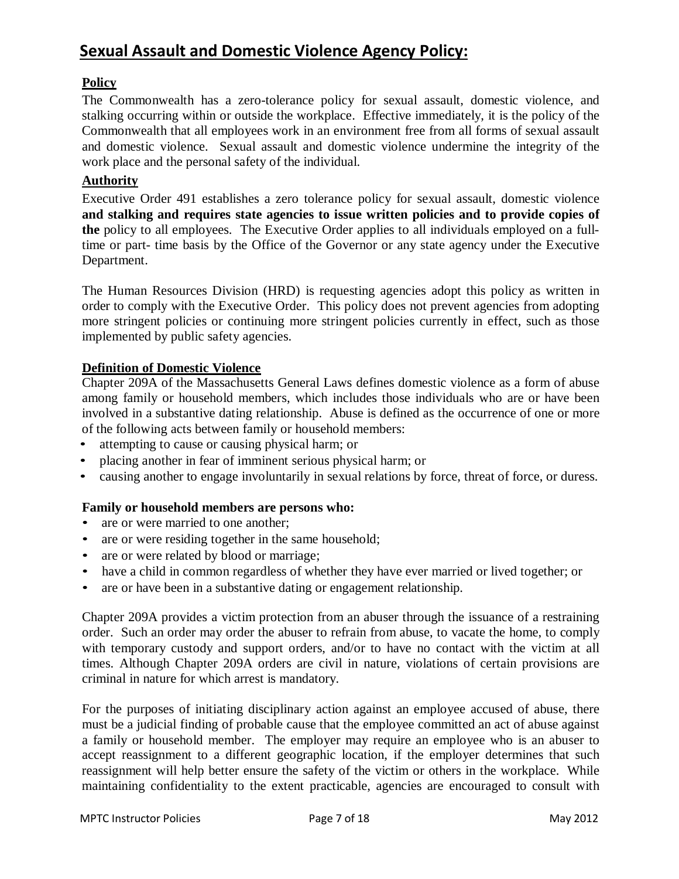## Sexual Assault and Domestic Violence Agency Policy:

**Policy**

The Commonwealth has a zero-tolerance policy for sexual assault, domestic violence, and stalking occurring within or outside the workplace. Effective immediately, it is the policy of the Commonwealth that all employees work in an environment free from all forms of sexual assault and domestic violence. Sexual assault and domestic violence undermine the integrity of the work place and the personal safety of the individual.

**Authority**

Executive Order 491 establishes a zero tolerance policy for sexual assault, domestic violence **and stalking and requires state agencies to issue written policies and to provide copies of the** policy to all employees. The Executive Order applies to all individuals employed on a full-time or part- time basis by the Office of the Governor or any state agency under the Executive Department.

The Human Resources Division (HRD) is requesting agencies adopt this policy as written in order to comply with the Executive Order. This policy does not prevent agencies from adopting more stringent policies or continuing more stringent policies currently in effect, such as those implemented by public safety agencies.

**Definition of Domestic Violence**

Chapter 209A of the Massachusetts General Laws defines domestic violence as a form of abuse among family or household members, which includes those individuals who are or have been involved in a substantive dating relationship. Abuse is defined as the occurrence of one or more of the following acts between family or household members:

- attempting to cause or causing physical harm; or
- placing another in fear of imminent serious physical harm; or
- causing another to engage involuntarily in sexual relations by force, threat of force, or duress.

**Family or household members are persons who:**

- are or were married to one another;
- are or were residing together in the same household;
- are or were related by blood or marriage;
- have a child in common regardless of whether they have ever married or lived together; or
- are or have been in a substantive dating or engagement relationship.

Chapter 209A provides a victim protection from an abuser through the issuance of a restraining order. Such an order may order the abuser to refrain from abuse, to vacate the home, to comply with temporary custody and support orders, and/or to have no contact with the victim at all times. Although Chapter 209A orders are civil in nature, violations of certain provisions are criminal in nature for which arrest is mandatory.

For the purposes of initiating disciplinary action against an employee accused of abuse, there must be a judicial finding of probable cause that the employee committed an act of abuse against a family or household member. The employer may require an employee who is an abuser to accept reassignment to a different geographic location, if the employer determines that such reassignment will help better ensure the safety of the victim or others in the workplace. While maintaining confidentiality to the extent practicable, agencies are encouraged to consult with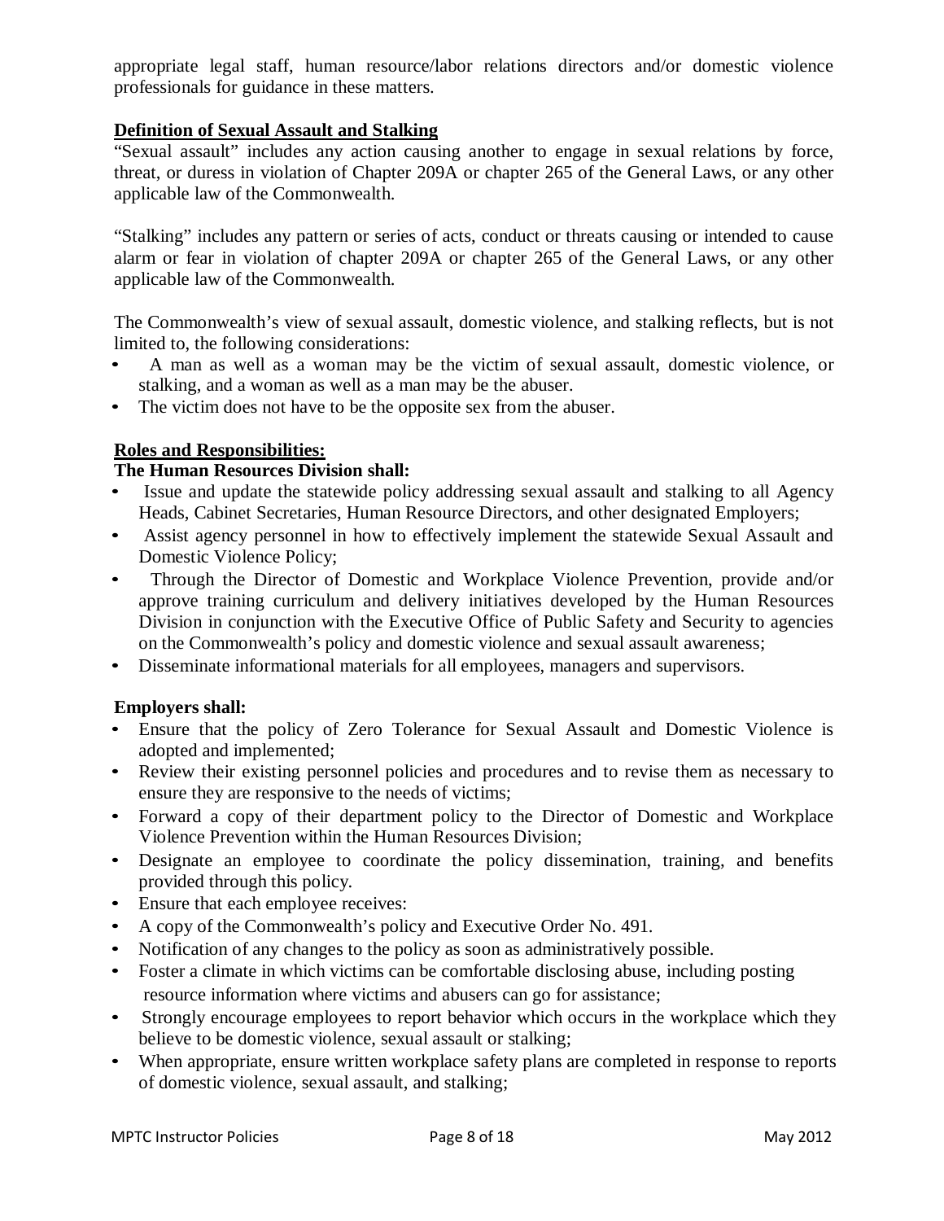appropriate legal staff, human resource/labor relations directors and/or domestic violence professionals for guidance in these matters.

**Definition of Sexual Assault and Stalking**

"Sexual assault" includes any action causing another to engage in sexual relations by force, threat, or duress in violation of Chapter 209A or chapter 265 of the General Laws, or any other applicable law of the Commonwealth.

"Stalking" includes any pattern or series of acts, conduct or threats causing or intended to cause alarm or fear in violation of chapter 209A or chapter 265 of the General Laws, or any other applicable law of the Commonwealth.

The Commonwealth's view of sexual assault, domestic violence, and stalking reflects, but is not limited to, the following considerations:

- A man as well as a woman may be the victim of sexual assault, domestic violence, or stalking, and a woman as well as a man may be the abuser.
- The victim does not have to be the opposite sex from the abuser.

**Roles and Responsibilities:**

**The Human Resources Division shall:**

- Issue and update the statewide policy addressing sexual assault and stalking to all Agency Heads, Cabinet Secretaries, Human Resource Directors, and other designated Employers;
- Assist agency personnel in how to effectively implement the statewide Sexual Assault and Domestic Violence Policy;
- Through the Director of Domestic and Workplace Violence Prevention, provide and/or approve training curriculum and delivery initiatives developed by the Human Resources Division in conjunction with the Executive Office of Public Safety and Security to agencies on the Commonwealth's policy and domestic violence and sexual assault awareness;
- Disseminate informational materials for all employees, managers and supervisors.

**Employers shall:**

- Ensure that the policy of Zero Tolerance for Sexual Assault and Domestic Violence is adopted and implemented;
- Review their existing personnel policies and procedures and to revise them as necessary to ensure they are responsive to the needs of victims;
- Forward a copy of their department policy to the Director of Domestic and Workplace Violence Prevention within the Human Resources Division;
- Designate an employee to coordinate the policy dissemination, training, and benefits provided through this policy.
- Ensure that each employee receives:
- A copy of the Commonwealth's policy and Executive Order No. 491.
- Notification of any changes to the policy as soon as administratively possible.
- Foster a climate in which victims can be comfortable disclosing abuse, including posting resource information where victims and abusers can go for assistance;
- Strongly encourage employees to report behavior which occurs in the workplace which they believe to be domestic violence, sexual assault or stalking;
- When appropriate, ensure written workplace safety plans are completed in response to reports of domestic violence, sexual assault, and stalking;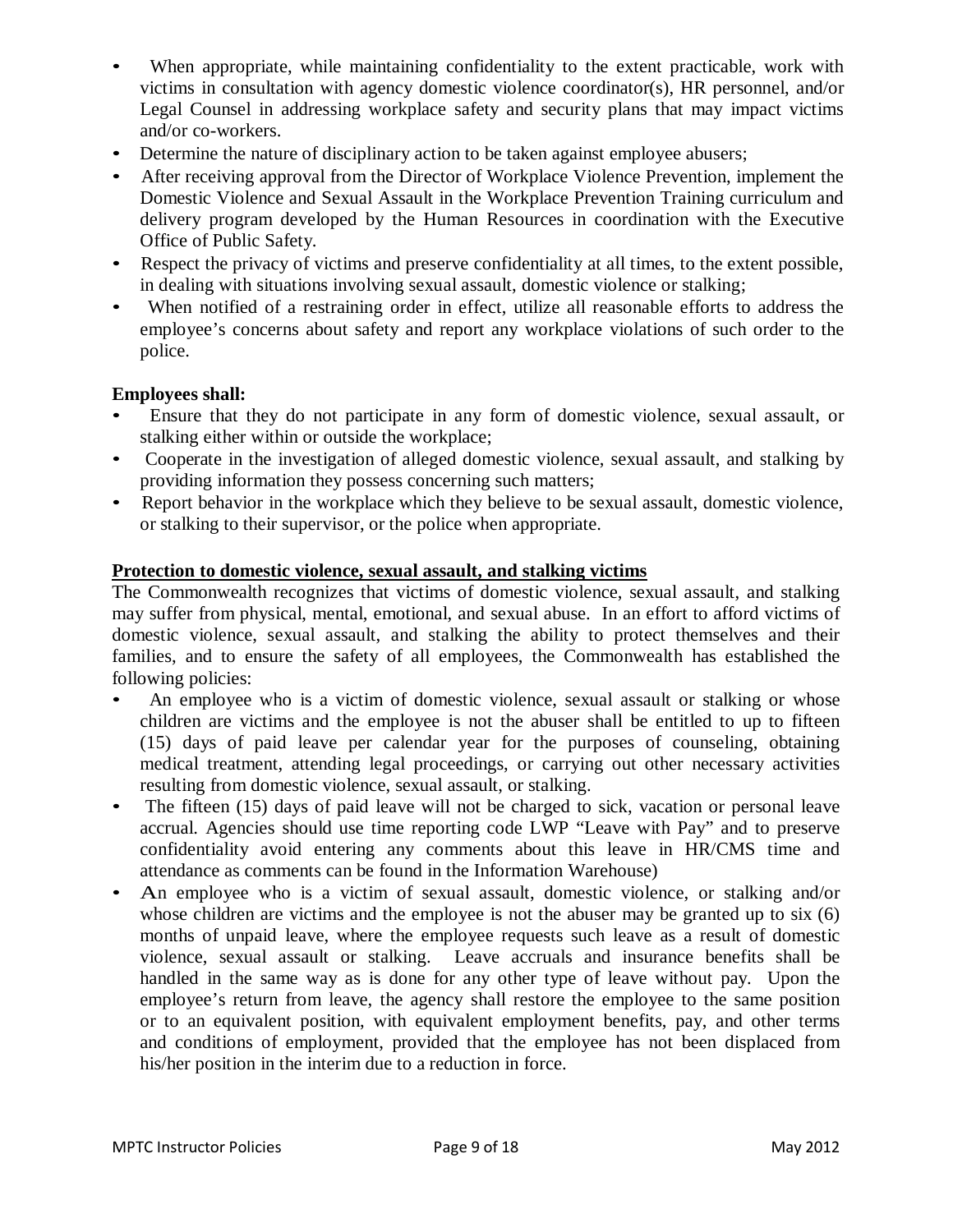- When appropriate, while maintaining confidentiality to the extent practicable, work with victims in consultation with agency domestic violence coordinator(s), HR personnel, and/or Legal Counsel in addressing workplace safety and security plans that may impact victims and/or co-workers.
- Determine the nature of disciplinary action to be taken against employee abusers;
- After receiving approval from the Director of Workplace Violence Prevention, implement the Domestic Violence and Sexual Assault in the Workplace Prevention Training curriculum and delivery program developed by the Human Resources in coordination with the Executive Office of Public Safety.
- Respect the privacy of victims and preserve confidentiality at all times, to the extent possible, in dealing with situations involving sexual assault, domestic violence or stalking;
- When notified of a restraining order in effect, utilize all reasonable efforts to address the employee's concerns about safety and report any workplace violations of such order to the police.

**Employees shall:**

- Ensure that they do not participate in any form of domestic violence, sexual assault, or stalking either within or outside the workplace;
- Cooperate in the investigation of alleged domestic violence, sexual assault, and stalking by providing information they possess concerning such matters;
- Report behavior in the workplace which they believe to be sexual assault, domestic violence, or stalking to their supervisor, or the police when appropriate.

**<u>Protection to domestic violence, sexual assault, and stalking victims</u>**

The Commonwealth recognizes that victims of domestic violence, sexual assault, and stalking may suffer from physical, mental, emotional, and sexual abuse. In an effort to afford victims of domestic violence, sexual assault, and stalking the ability to protect themselves and their families, and to ensure the safety of all employees, the Commonwealth has established the following policies:

- An employee who is a victim of domestic violence, sexual assault or stalking or whose children are victims and the employee is not the abuser shall be entitled to up to fifteen (15) days of paid leave per calendar year for the purposes of counseling, obtaining medical treatment, attending legal proceedings, or carrying out other necessary activities resulting from domestic violence, sexual assault, or stalking.
- The fifteen (15) days of paid leave will not be charged to sick, vacation or personal leave accrual. Agencies should use time reporting code LWP "Leave with Pay" and to preserve confidentiality avoid entering any comments about this leave in HR/CMS time and attendance as comments can be found in the Information Warehouse)
- An employee who is a victim of sexual assault, domestic violence, or stalking and/or whose children are victims and the employee is not the abuser may be granted up to six (6) months of unpaid leave, where the employee requests such leave as a result of domestic violence, sexual assault or stalking. Leave accruals and insurance benefits shall be handled in the same way as is done for any other type of leave without pay. Upon the employee's return from leave, the agency shall restore the employee to the same position or to an equivalent position, with equivalent employment benefits, pay, and other terms and conditions of employment, provided that the employee has not been displaced from his/her position in the interim due to a reduction in force.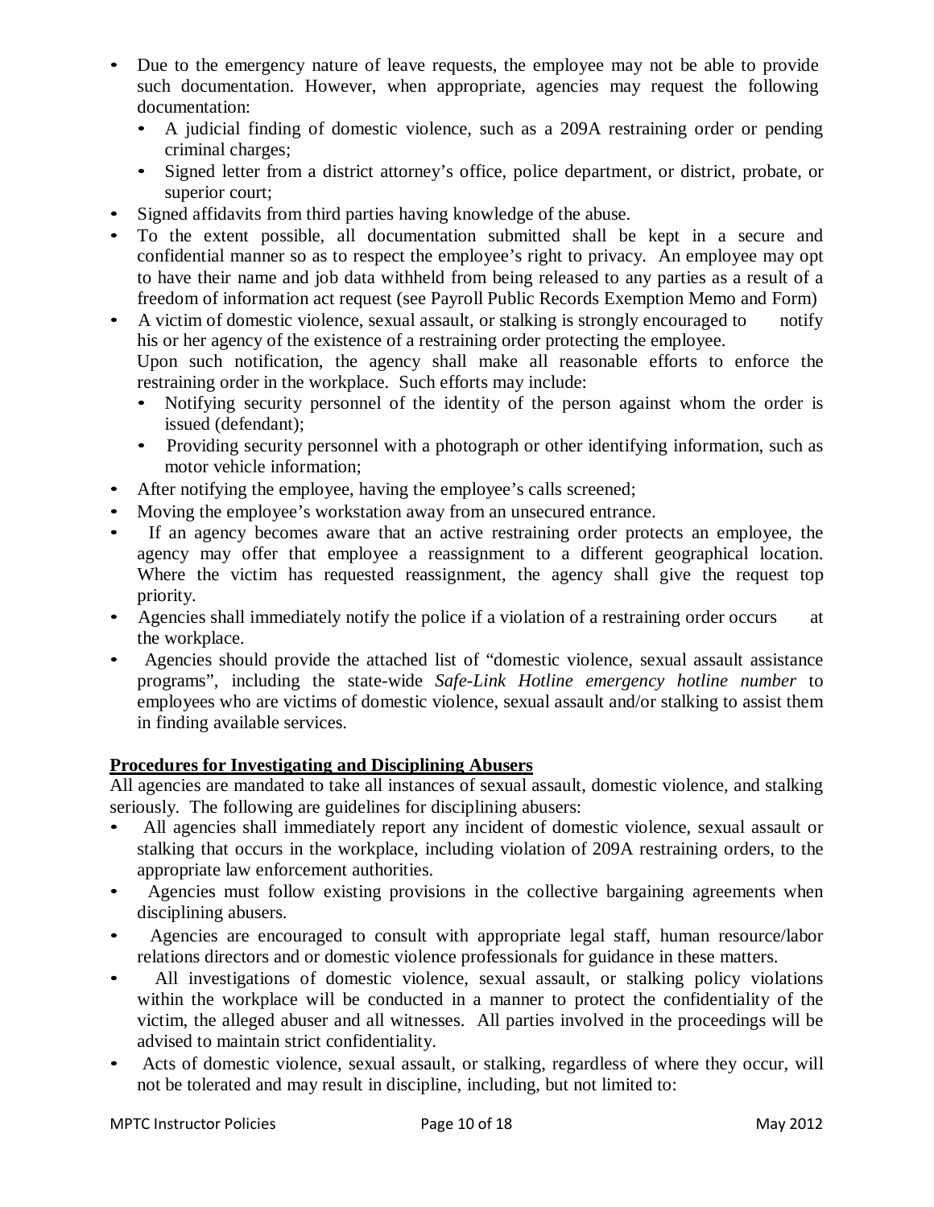- Due to the emergency nature of leave requests, the employee may not be able to provide such documentation. However, when appropriate, agencies may request the following documentation:
  - A judicial finding of domestic violence, such as a 209A restraining order or pending criminal charges;
  - Signed letter from a district attorney's office, police department, or district, probate, or superior court;
- Signed affidavits from third parties having knowledge of the abuse.
- To the extent possible, all documentation submitted shall be kept in a secure and confidential manner so as to respect the employee's right to privacy. An employee may opt to have their name and job data withheld from being released to any parties as a result of a freedom of information act request (see Payroll Public Records Exemption Memo and Form)
- A victim of domestic violence, sexual assault, or stalking is strongly encouraged to notify his or her agency of the existence of a restraining order protecting the employee. Upon such notification, the agency shall make all reasonable efforts to enforce the restraining order in the workplace. Such efforts may include:
  - Notifying security personnel of the identity of the person against whom the order is issued (defendant);
  - Providing security personnel with a photograph or other identifying information, such as motor vehicle information;
- After notifying the employee, having the employee's calls screened;
- Moving the employee's workstation away from an unsecured entrance.
- If an agency becomes aware that an active restraining order protects an employee, the agency may offer that employee a reassignment to a different geographical location. Where the victim has requested reassignment, the agency shall give the request top priority.
- Agencies shall immediately notify the police if a violation of a restraining order occurs at the workplace.
- Agencies should provide the attached list of "domestic violence, sexual assault assistance programs", including the state-wide *Safe-Link Hotline emergency hotline number* to employees who are victims of domestic violence, sexual assault and/or stalking to assist them in finding available services.

**Procedures for Investigating and Disciplining Abusers**

All agencies are mandated to take all instances of sexual assault, domestic violence, and stalking seriously. The following are guidelines for disciplining abusers:

- All agencies shall immediately report any incident of domestic violence, sexual assault or stalking that occurs in the workplace, including violation of 209A restraining orders, to the appropriate law enforcement authorities.
- Agencies must follow existing provisions in the collective bargaining agreements when disciplining abusers.
- Agencies are encouraged to consult with appropriate legal staff, human resource/labor relations directors and or domestic violence professionals for guidance in these matters.
- All investigations of domestic violence, sexual assault, or stalking policy violations within the workplace will be conducted in a manner to protect the confidentiality of the victim, the alleged abuser and all witnesses. All parties involved in the proceedings will be advised to maintain strict confidentiality.
- Acts of domestic violence, sexual assault, or stalking, regardless of where they occur, will not be tolerated and may result in discipline, including, but not limited to: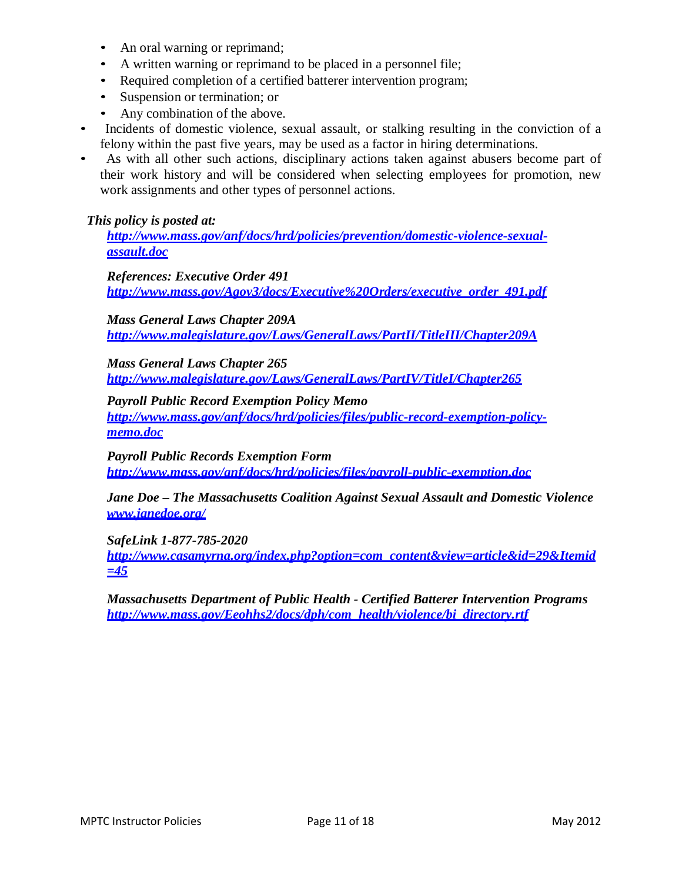- An oral warning or reprimand;
  - A written warning or reprimand to be placed in a personnel file;
  - Required completion of a certified batterer intervention program;
  - Suspension or termination; or
  - Any combination of the above.
- Incidents of domestic violence, sexual assault, or stalking resulting in the conviction of a felony within the past five years, may be used as a factor in hiring determinations.
- As with all other such actions, disciplinary actions taken against abusers become part of their work history and will be considered when selecting employees for promotion, new work assignments and other types of personnel actions.

***This policy is posted at:***

***http://www.mass.gov/anf/docs/hrd/policies/prevention/domestic-violence-sexual-assault.doc***

***References: Executive Order 491***
***http://www.mass.gov/Agov3/docs/Executive%20Orders/executive_order_491.pdf***

***Mass General Laws Chapter 209A***
***http://www.malegislature.gov/Laws/GeneralLaws/PartII/TitleIII/Chapter209A***

***Mass General Laws Chapter 265***
***http://www.malegislature.gov/Laws/GeneralLaws/PartIV/TitleI/Chapter265***

***Payroll Public Record Exemption Policy Memo***
***http://www.mass.gov/anf/docs/hrd/policies/files/public-record-exemption-policy-memo.doc***

***Payroll Public Records Exemption Form***
***http://www.mass.gov/anf/docs/hrd/policies/files/payroll-public-exemption.doc***

***Jane Doe – The Massachusetts Coalition Against Sexual Assault and Domestic Violence***
***www.janedoe.org/***

***SafeLink 1-877-785-2020***
***http://www.casamyrna.org/index.php?option=com_content&view=article&id=29&Itemid=45***

***Massachusetts Department of Public Health - Certified Batterer Intervention Programs***
***http://www.mass.gov/Eeohhs2/docs/dph/com_health/violence/bi_directory.rtf***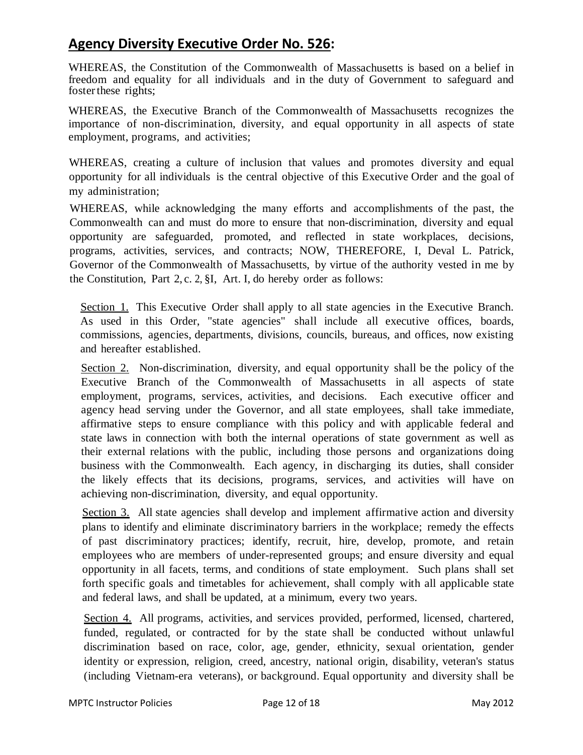## **Agency Diversity Executive Order No. 526:**

WHEREAS, the Constitution of the Commonwealth of Massachusetts is based on a belief in freedom and equality for all individuals and in the duty of Government to safeguard and foster these rights;

WHEREAS, the Executive Branch of the Commonwealth of Massachusetts recognizes the importance of non-discrimination, diversity, and equal opportunity in all aspects of state employment, programs, and activities;

WHEREAS, creating a culture of inclusion that values and promotes diversity and equal opportunity for all individuals is the central objective of this Executive Order and the goal of my administration;

WHEREAS, while acknowledging the many efforts and accomplishments of the past, the Commonwealth can and must do more to ensure that non-discrimination, diversity and equal opportunity are safeguarded, promoted, and reflected in state workplaces, decisions, programs, activities, services, and contracts; NOW, THEREFORE, I, Deval L. Patrick, Governor of the Commonwealth of Massachusetts, by virtue of the authority vested in me by the Constitution, Part 2, c. 2, §I, Art. I, do hereby order as follows:

Section 1. This Executive Order shall apply to all state agencies in the Executive Branch. As used in this Order, "state agencies" shall include all executive offices, boards, commissions, agencies, departments, divisions, councils, bureaus, and offices, now existing and hereafter established.

Section 2. Non-discrimination, diversity, and equal opportunity shall be the policy of the Executive Branch of the Commonwealth of Massachusetts in all aspects of state employment, programs, services, activities, and decisions. Each executive officer and agency head serving under the Governor, and all state employees, shall take immediate, affirmative steps to ensure compliance with this policy and with applicable federal and state laws in connection with both the internal operations of state government as well as their external relations with the public, including those persons and organizations doing business with the Commonwealth. Each agency, in discharging its duties, shall consider the likely effects that its decisions, programs, services, and activities will have on achieving non-discrimination, diversity, and equal opportunity.

Section 3. All state agencies shall develop and implement affirmative action and diversity plans to identify and eliminate discriminatory barriers in the workplace; remedy the effects of past discriminatory practices; identify, recruit, hire, develop, promote, and retain employees who are members of under-represented groups; and ensure diversity and equal opportunity in all facets, terms, and conditions of state employment. Such plans shall set forth specific goals and timetables for achievement, shall comply with all applicable state and federal laws, and shall be updated, at a minimum, every two years.

Section 4. All programs, activities, and services provided, performed, licensed, chartered, funded, regulated, or contracted for by the state shall be conducted without unlawful discrimination based on race, color, age, gender, ethnicity, sexual orientation, gender identity or expression, religion, creed, ancestry, national origin, disability, veteran's status (including Vietnam-era veterans), or background. Equal opportunity and diversity shall be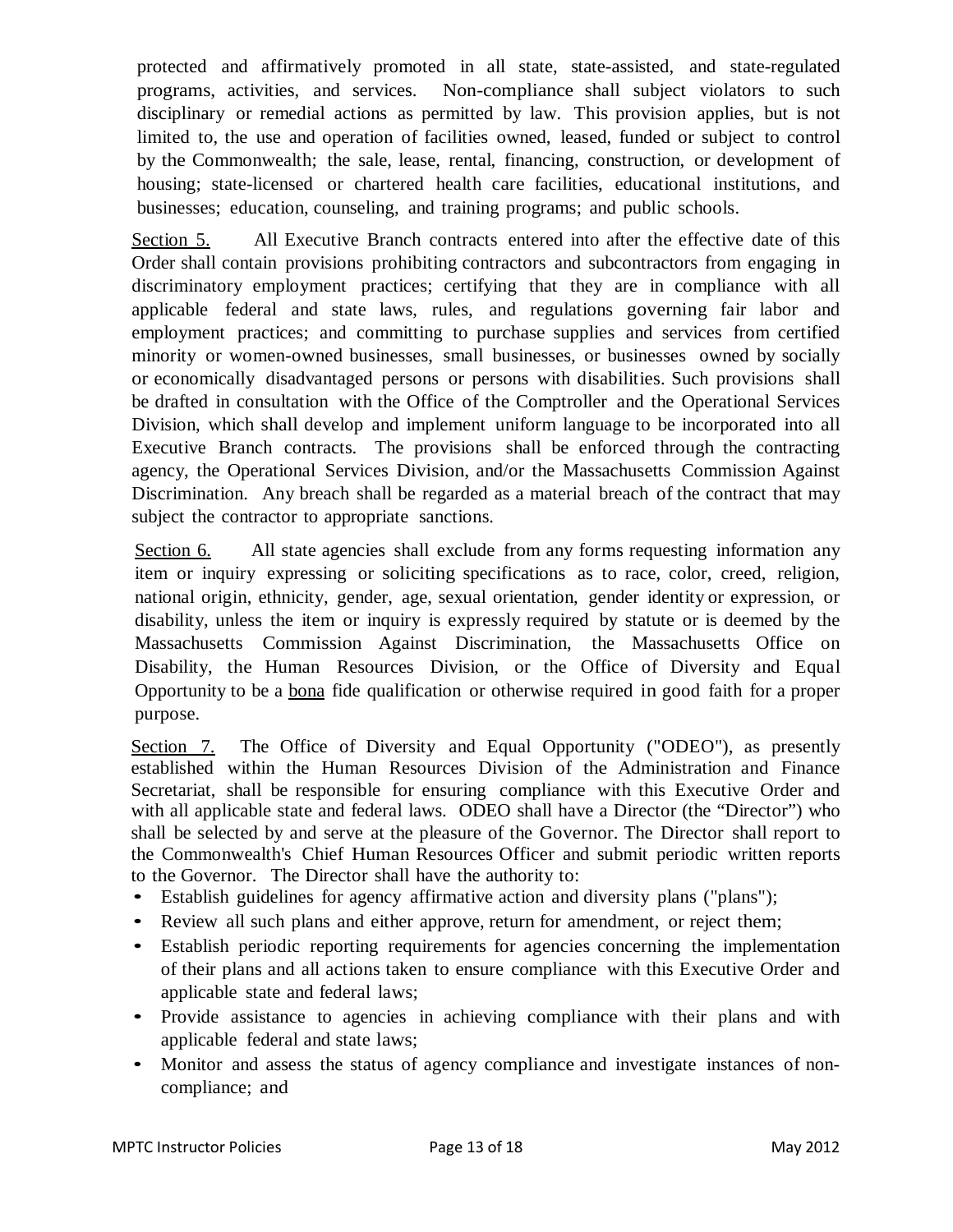protected and affirmatively promoted in all state, state-assisted, and state-regulated programs, activities, and services. Non-compliance shall subject violators to such disciplinary or remedial actions as permitted by law. This provision applies, but is not limited to, the use and operation of facilities owned, leased, funded or subject to control by the Commonwealth; the sale, lease, rental, financing, construction, or development of housing; state-licensed or chartered health care facilities, educational institutions, and businesses; education, counseling, and training programs; and public schools.

Section 5. All Executive Branch contracts entered into after the effective date of this Order shall contain provisions prohibiting contractors and subcontractors from engaging in discriminatory employment practices; certifying that they are in compliance with all applicable federal and state laws, rules, and regulations governing fair labor and employment practices; and committing to purchase supplies and services from certified minority or women-owned businesses, small businesses, or businesses owned by socially or economically disadvantaged persons or persons with disabilities. Such provisions shall be drafted in consultation with the Office of the Comptroller and the Operational Services Division, which shall develop and implement uniform language to be incorporated into all Executive Branch contracts. The provisions shall be enforced through the contracting agency, the Operational Services Division, and/or the Massachusetts Commission Against Discrimination. Any breach shall be regarded as a material breach of the contract that may subject the contractor to appropriate sanctions.

Section 6. All state agencies shall exclude from any forms requesting information any item or inquiry expressing or soliciting specifications as to race, color, creed, religion, national origin, ethnicity, gender, age, sexual orientation, gender identity or expression, or disability, unless the item or inquiry is expressly required by statute or is deemed by the Massachusetts Commission Against Discrimination, the Massachusetts Office on Disability, the Human Resources Division, or the Office of Diversity and Equal Opportunity to be a bona fide qualification or otherwise required in good faith for a proper purpose.

Section 7. The Office of Diversity and Equal Opportunity ("ODEO"), as presently established within the Human Resources Division of the Administration and Finance Secretariat, shall be responsible for ensuring compliance with this Executive Order and with all applicable state and federal laws. ODEO shall have a Director (the "Director") who shall be selected by and serve at the pleasure of the Governor. The Director shall report to the Commonwealth's Chief Human Resources Officer and submit periodic written reports to the Governor. The Director shall have the authority to:

- Establish guidelines for agency affirmative action and diversity plans ("plans");
- Review all such plans and either approve, return for amendment, or reject them;
- Establish periodic reporting requirements for agencies concerning the implementation of their plans and all actions taken to ensure compliance with this Executive Order and applicable state and federal laws;
- Provide assistance to agencies in achieving compliance with their plans and with applicable federal and state laws;
- Monitor and assess the status of agency compliance and investigate instances of non-compliance; and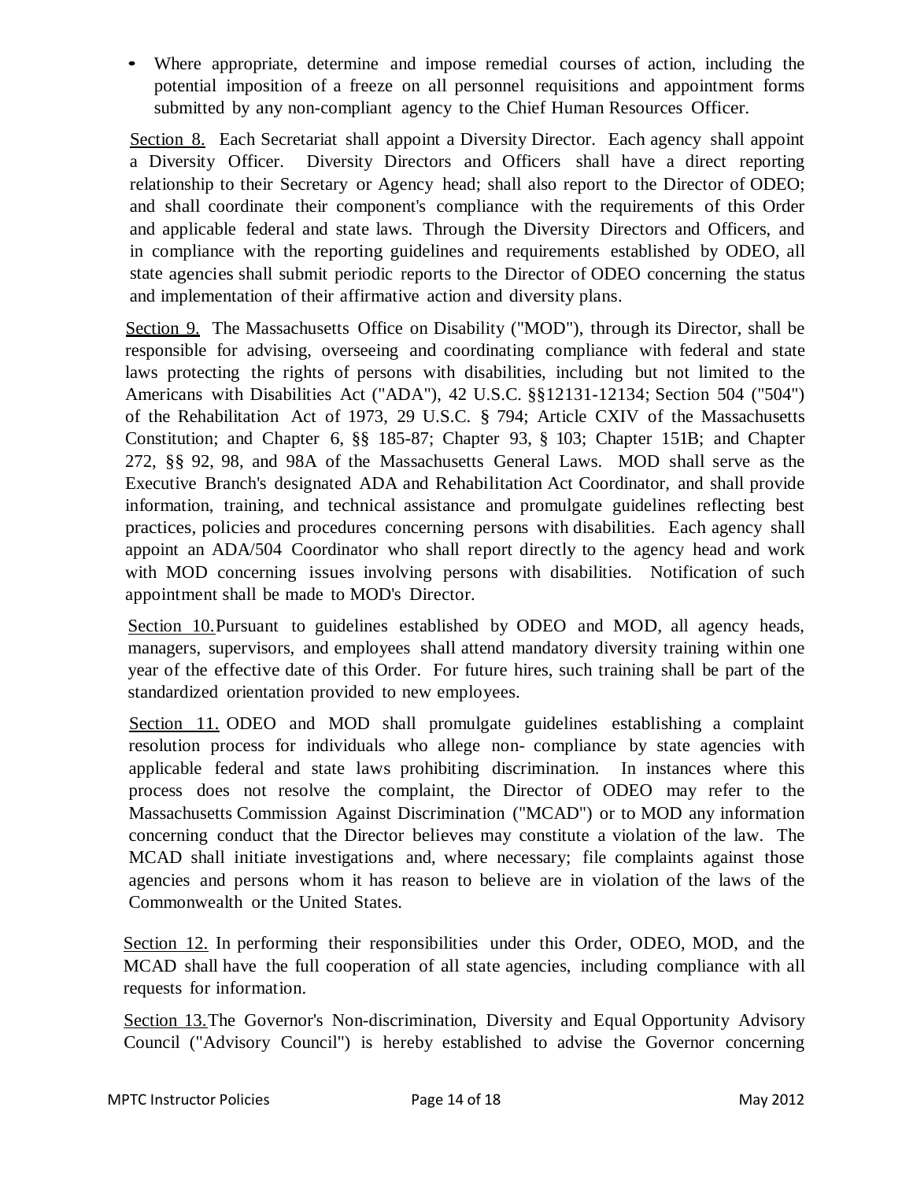- Where appropriate, determine and impose remedial courses of action, including the potential imposition of a freeze on all personnel requisitions and appointment forms submitted by any non-compliant agency to the Chief Human Resources Officer.

Section 8. Each Secretariat shall appoint a Diversity Director. Each agency shall appoint a Diversity Officer. Diversity Directors and Officers shall have a direct reporting relationship to their Secretary or Agency head; shall also report to the Director of ODEO; and shall coordinate their component's compliance with the requirements of this Order and applicable federal and state laws. Through the Diversity Directors and Officers, and in compliance with the reporting guidelines and requirements established by ODEO, all state agencies shall submit periodic reports to the Director of ODEO concerning the status and implementation of their affirmative action and diversity plans.

Section 9. The Massachusetts Office on Disability ("MOD"), through its Director, shall be responsible for advising, overseeing and coordinating compliance with federal and state laws protecting the rights of persons with disabilities, including but not limited to the Americans with Disabilities Act ("ADA"), 42 U.S.C. §§12131-12134; Section 504 ("504") of the Rehabilitation Act of 1973, 29 U.S.C. § 794; Article CXIV of the Massachusetts Constitution; and Chapter 6, §§ 185-87; Chapter 93, § 103; Chapter 151B; and Chapter 272, §§ 92, 98, and 98A of the Massachusetts General Laws. MOD shall serve as the Executive Branch's designated ADA and Rehabilitation Act Coordinator, and shall provide information, training, and technical assistance and promulgate guidelines reflecting best practices, policies and procedures concerning persons with disabilities. Each agency shall appoint an ADA/504 Coordinator who shall report directly to the agency head and work with MOD concerning issues involving persons with disabilities. Notification of such appointment shall be made to MOD's Director.

Section 10. Pursuant to guidelines established by ODEO and MOD, all agency heads, managers, supervisors, and employees shall attend mandatory diversity training within one year of the effective date of this Order. For future hires, such training shall be part of the standardized orientation provided to new employees.

Section 11. ODEO and MOD shall promulgate guidelines establishing a complaint resolution process for individuals who allege non- compliance by state agencies with applicable federal and state laws prohibiting discrimination. In instances where this process does not resolve the complaint, the Director of ODEO may refer to the Massachusetts Commission Against Discrimination ("MCAD") or to MOD any information concerning conduct that the Director believes may constitute a violation of the law. The MCAD shall initiate investigations and, where necessary; file complaints against those agencies and persons whom it has reason to believe are in violation of the laws of the Commonwealth or the United States.

Section 12. In performing their responsibilities under this Order, ODEO, MOD, and the MCAD shall have the full cooperation of all state agencies, including compliance with all requests for information.

Section 13. The Governor's Non-discrimination, Diversity and Equal Opportunity Advisory Council ("Advisory Council") is hereby established to advise the Governor concerning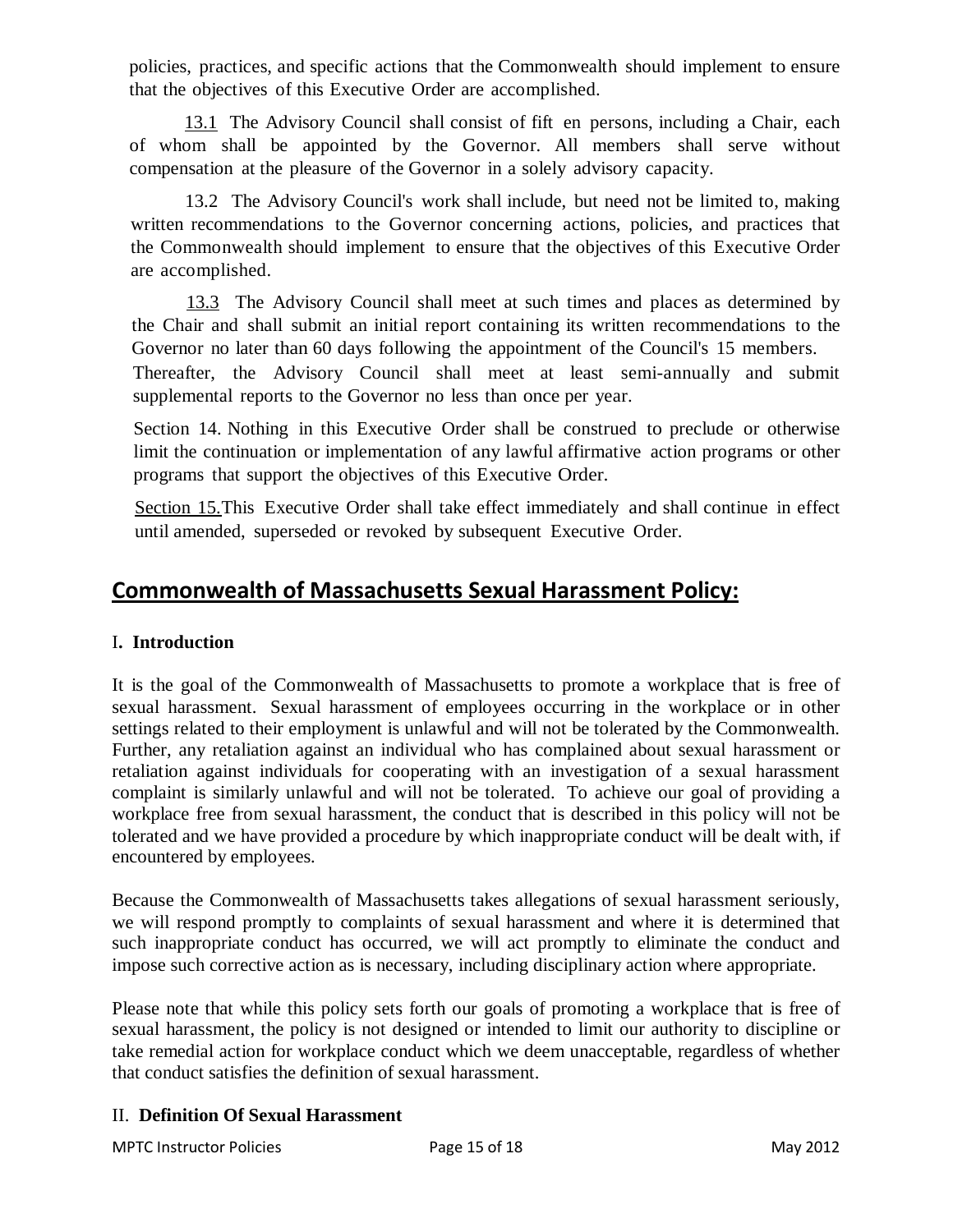policies, practices, and specific actions that the Commonwealth should implement to ensure that the objectives of this Executive Order are accomplished.

13.1 The Advisory Council shall consist of fift en persons, including a Chair, each of whom shall be appointed by the Governor. All members shall serve without compensation at the pleasure of the Governor in a solely advisory capacity.

13.2 The Advisory Council's work shall include, but need not be limited to, making written recommendations to the Governor concerning actions, policies, and practices that the Commonwealth should implement to ensure that the objectives of this Executive Order are accomplished.

13.3 The Advisory Council shall meet at such times and places as determined by the Chair and shall submit an initial report containing its written recommendations to the Governor no later than 60 days following the appointment of the Council's 15 members. Thereafter, the Advisory Council shall meet at least semi-annually and submit supplemental reports to the Governor no less than once per year.

Section 14. Nothing in this Executive Order shall be construed to preclude or otherwise limit the continuation or implementation of any lawful affirmative action programs or other programs that support the objectives of this Executive Order.

Section 15. This Executive Order shall take effect immediately and shall continue in effect until amended, superseded or revoked by subsequent Executive Order.

## Commonwealth of Massachusetts Sexual Harassment Policy:

### I. Introduction

It is the goal of the Commonwealth of Massachusetts to promote a workplace that is free of sexual harassment. Sexual harassment of employees occurring in the workplace or in other settings related to their employment is unlawful and will not be tolerated by the Commonwealth. Further, any retaliation against an individual who has complained about sexual harassment or retaliation against individuals for cooperating with an investigation of a sexual harassment complaint is similarly unlawful and will not be tolerated. To achieve our goal of providing a workplace free from sexual harassment, the conduct that is described in this policy will not be tolerated and we have provided a procedure by which inappropriate conduct will be dealt with, if encountered by employees.

Because the Commonwealth of Massachusetts takes allegations of sexual harassment seriously, we will respond promptly to complaints of sexual harassment and where it is determined that such inappropriate conduct has occurred, we will act promptly to eliminate the conduct and impose such corrective action as is necessary, including disciplinary action where appropriate.

Please note that while this policy sets forth our goals of promoting a workplace that is free of sexual harassment, the policy is not designed or intended to limit our authority to discipline or take remedial action for workplace conduct which we deem unacceptable, regardless of whether that conduct satisfies the definition of sexual harassment.

### II. Definition Of Sexual Harassment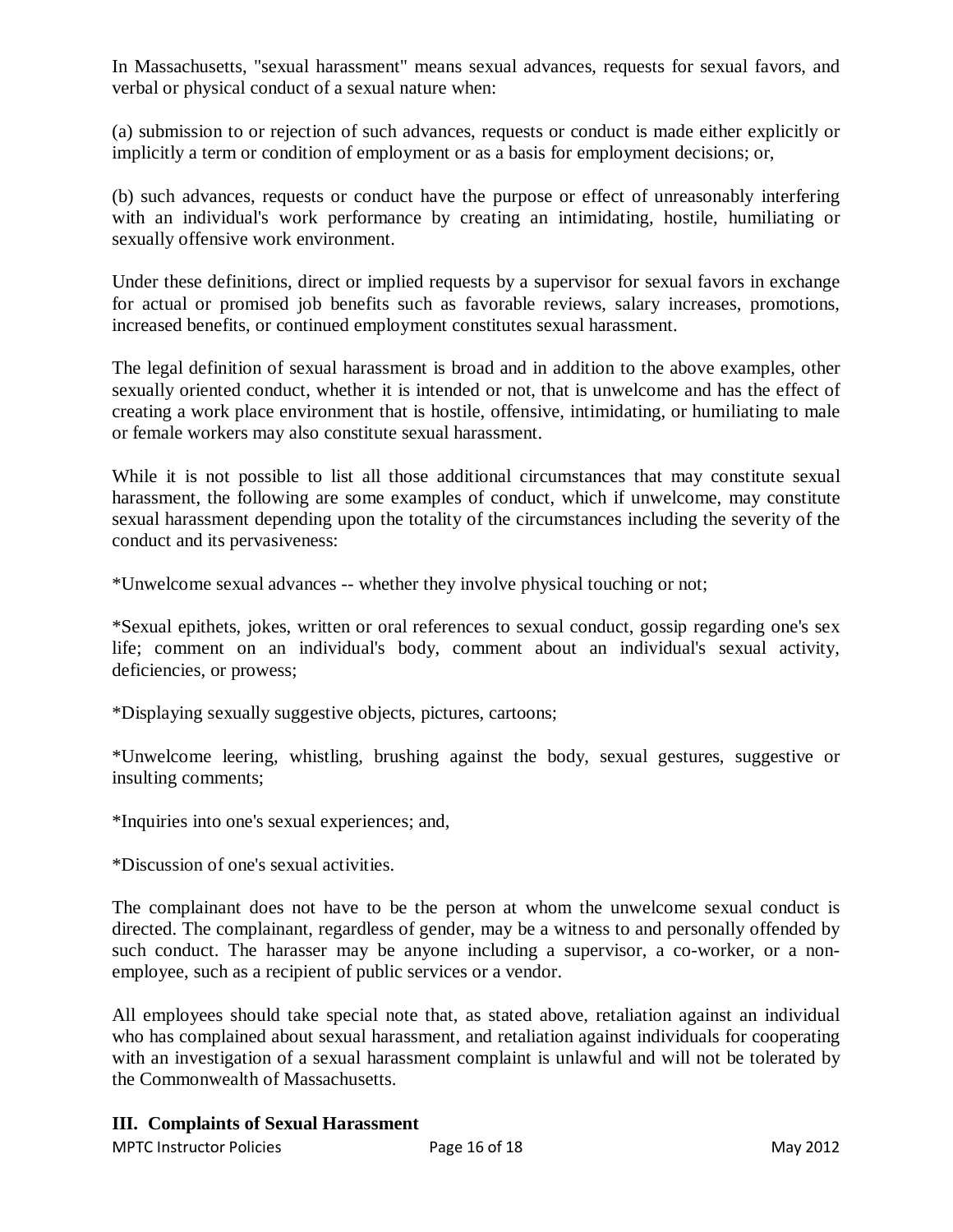In Massachusetts, "sexual harassment" means sexual advances, requests for sexual favors, and verbal or physical conduct of a sexual nature when:

(a) submission to or rejection of such advances, requests or conduct is made either explicitly or implicitly a term or condition of employment or as a basis for employment decisions; or,

(b) such advances, requests or conduct have the purpose or effect of unreasonably interfering with an individual's work performance by creating an intimidating, hostile, humiliating or sexually offensive work environment.

Under these definitions, direct or implied requests by a supervisor for sexual favors in exchange for actual or promised job benefits such as favorable reviews, salary increases, promotions, increased benefits, or continued employment constitutes sexual harassment.

The legal definition of sexual harassment is broad and in addition to the above examples, other sexually oriented conduct, whether it is intended or not, that is unwelcome and has the effect of creating a work place environment that is hostile, offensive, intimidating, or humiliating to male or female workers may also constitute sexual harassment.

While it is not possible to list all those additional circumstances that may constitute sexual harassment, the following are some examples of conduct, which if unwelcome, may constitute sexual harassment depending upon the totality of the circumstances including the severity of the conduct and its pervasiveness:

*Unwelcome sexual advances -- whether they involve physical touching or not;

*Sexual epithets, jokes, written or oral references to sexual conduct, gossip regarding one's sex life; comment on an individual's body, comment about an individual's sexual activity, deficiencies, or prowess;

*Displaying sexually suggestive objects, pictures, cartoons;

*Unwelcome leering, whistling, brushing against the body, sexual gestures, suggestive or insulting comments;

*Inquiries into one's sexual experiences; and,

*Discussion of one's sexual activities.

The complainant does not have to be the person at whom the unwelcome sexual conduct is directed. The complainant, regardless of gender, may be a witness to and personally offended by such conduct. The harasser may be anyone including a supervisor, a co-worker, or a non-employee, such as a recipient of public services or a vendor.

All employees should take special note that, as stated above, retaliation against an individual who has complained about sexual harassment, and retaliation against individuals for cooperating with an investigation of a sexual harassment complaint is unlawful and will not be tolerated by the Commonwealth of Massachusetts.

## III. Complaints of Sexual Harassment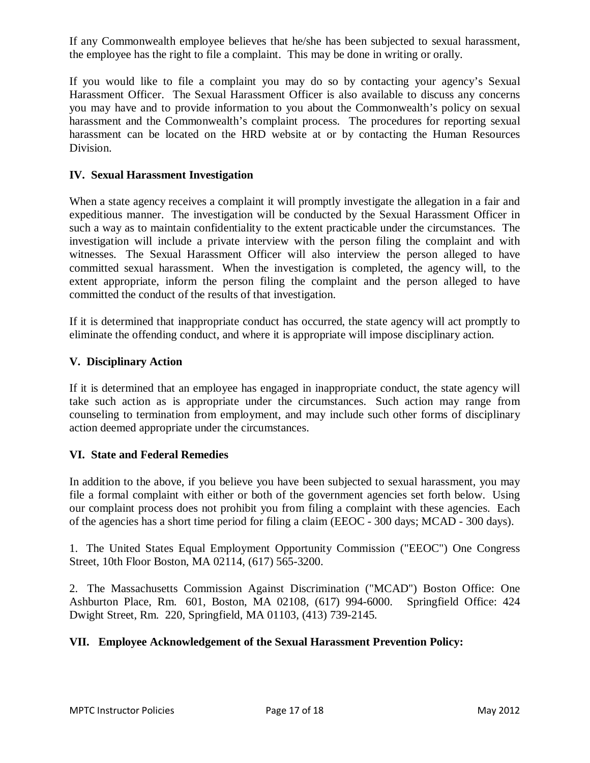If any Commonwealth employee believes that he/she has been subjected to sexual harassment, the employee has the right to file a complaint. This may be done in writing or orally.

If you would like to file a complaint you may do so by contacting your agency's Sexual Harassment Officer. The Sexual Harassment Officer is also available to discuss any concerns you may have and to provide information to you about the Commonwealth's policy on sexual harassment and the Commonwealth's complaint process. The procedures for reporting sexual harassment can be located on the HRD website at or by contacting the Human Resources Division.

### IV. Sexual Harassment Investigation

When a state agency receives a complaint it will promptly investigate the allegation in a fair and expeditious manner. The investigation will be conducted by the Sexual Harassment Officer in such a way as to maintain confidentiality to the extent practicable under the circumstances. The investigation will include a private interview with the person filing the complaint and with witnesses. The Sexual Harassment Officer will also interview the person alleged to have committed sexual harassment. When the investigation is completed, the agency will, to the extent appropriate, inform the person filing the complaint and the person alleged to have committed the conduct of the results of that investigation.

If it is determined that inappropriate conduct has occurred, the state agency will act promptly to eliminate the offending conduct, and where it is appropriate will impose disciplinary action.

### V. Disciplinary Action

If it is determined that an employee has engaged in inappropriate conduct, the state agency will take such action as is appropriate under the circumstances. Such action may range from counseling to termination from employment, and may include such other forms of disciplinary action deemed appropriate under the circumstances.

### VI. State and Federal Remedies

In addition to the above, if you believe you have been subjected to sexual harassment, you may file a formal complaint with either or both of the government agencies set forth below. Using our complaint process does not prohibit you from filing a complaint with these agencies. Each of the agencies has a short time period for filing a claim (EEOC - 300 days; MCAD - 300 days).

1. The United States Equal Employment Opportunity Commission ("EEOC") One Congress Street, 10th Floor Boston, MA 02114, (617) 565-3200.

2. The Massachusetts Commission Against Discrimination ("MCAD") Boston Office: One Ashburton Place, Rm. 601, Boston, MA 02108, (617) 994-6000. Springfield Office: 424 Dwight Street, Rm. 220, Springfield, MA 01103, (413) 739-2145.

### VII. Employee Acknowledgement of the Sexual Harassment Prevention Policy: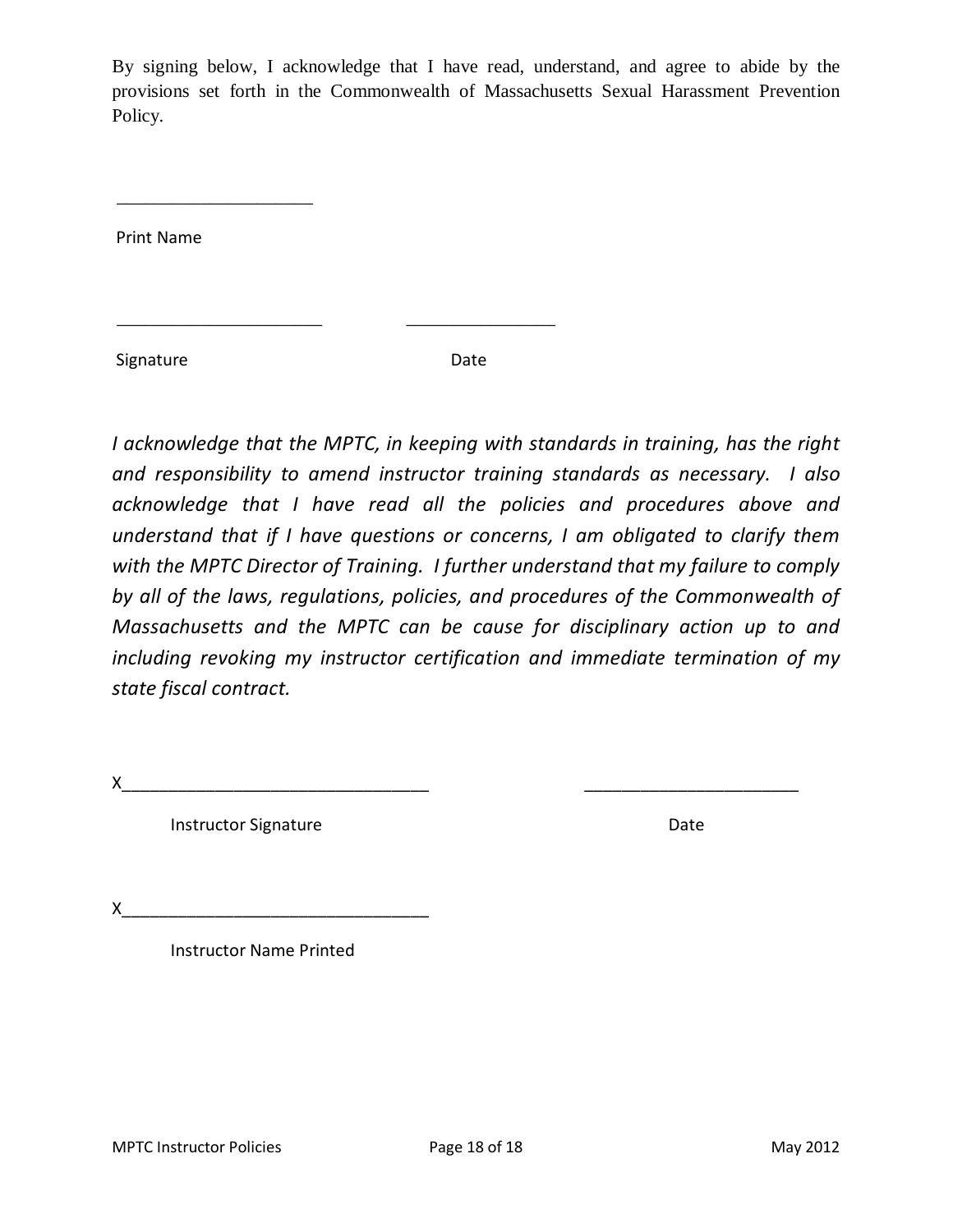By signing below, I acknowledge that I have read, understand, and agree to abide by the provisions set forth in the Commonwealth of Massachusetts Sexual Harassment Prevention Policy.

_____________________

Print Name

______________________ ________________

Signature Date

*I acknowledge that the MPTC, in keeping with standards in training, has the right and responsibility to amend instructor training standards as necessary. I also acknowledge that I have read all the policies and procedures above and understand that if I have questions or concerns, I am obligated to clarify them with the MPTC Director of Training. I further understand that my failure to comply by all of the laws, regulations, policies, and procedures of the Commonwealth of Massachusetts and the MPTC can be cause for disciplinary action up to and including revoking my instructor certification and immediate termination of my state fiscal contract.*

X________________________________ ______________________

Instructor Signature Date

X________________________________

Instructor Name Printed